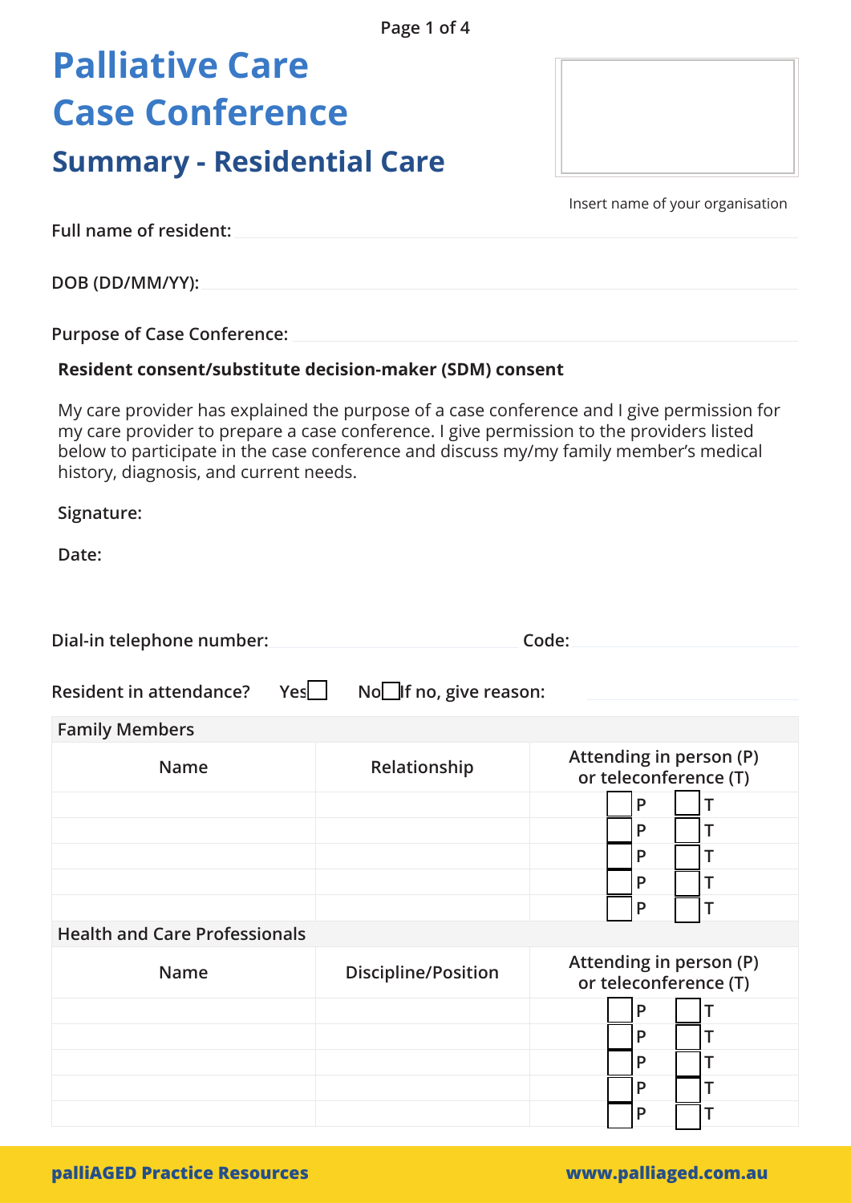# Palliative Care Case Conference

## Summary - Residential Care

Insert name of your organisation

**Full name of resident:**

**DOB (DD/MM/YY):**

**Purpose of Case Conference:**

**Resident consent/substitute decision-maker (SDM) consent**

My care provider has explained the purpose of a case conference and I give permission for my care provider to prepare a case conference. I give permission to the providers listed below to participate in the case conference and discuss my/my family member's medical history, diagnosis, and current needs.

**Signature:**

**Date:**

**Dial-in telephone number:** **Code:**

**Resident in attendance?** Yes ☐ No ☐ **If no, give reason:**

| Family Members | | |
|---|---|---|
| Name | Relationship | Attending in person (P) or teleconference (T) |
| | | ☐ P ☐ T |
| | | ☐ P ☐ T |
| | | ☐ P ☐ T |
| | | ☐ P ☐ T |
| | | ☐ P ☐ T |

| Health and Care Professionals | | |
|---|---|---|
| Name | Discipline/Position | Attending in person (P) or teleconference (T) |
| | | ☐ P ☐ T |
| | | ☐ P ☐ T |
| | | ☐ P ☐ T |
| | | ☐ P ☐ T |
| | | ☐ P ☐ T |

**palliAGED Practice Resources** **www.palliaged.com.au**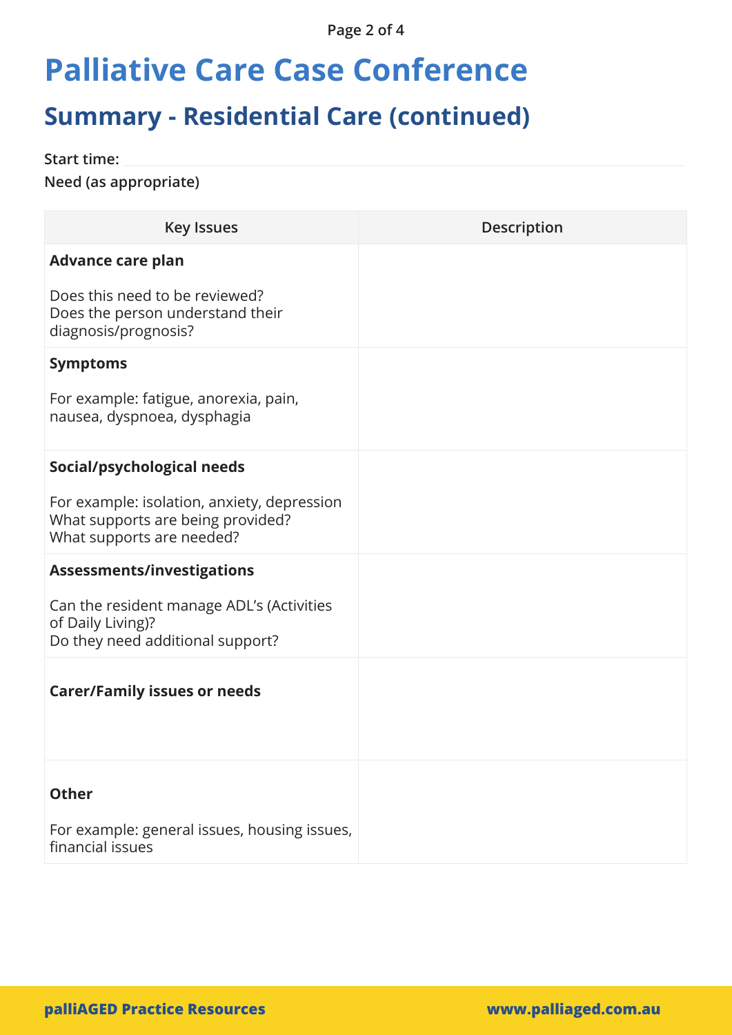# Palliative Care Case Conference

## Summary - Residential Care (continued)

**Start time:**

**Need (as appropriate)**

| Key Issues | Description |
| --- | --- |
| **Advance care plan**<br><br>Does this need to be reviewed?<br>Does the person understand their diagnosis/prognosis? | |
| **Symptoms**<br><br>For example: fatigue, anorexia, pain, nausea, dyspnoea, dysphagia | |
| **Social/psychological needs**<br><br>For example: isolation, anxiety, depression<br>What supports are being provided?<br>What supports are needed? | |
| **Assessments/investigations**<br><br>Can the resident manage ADL's (Activities of Daily Living)?<br>Do they need additional support? | |
| **Carer/Family issues or needs** | |
| **Other**<br><br>For example: general issues, housing issues, financial issues | |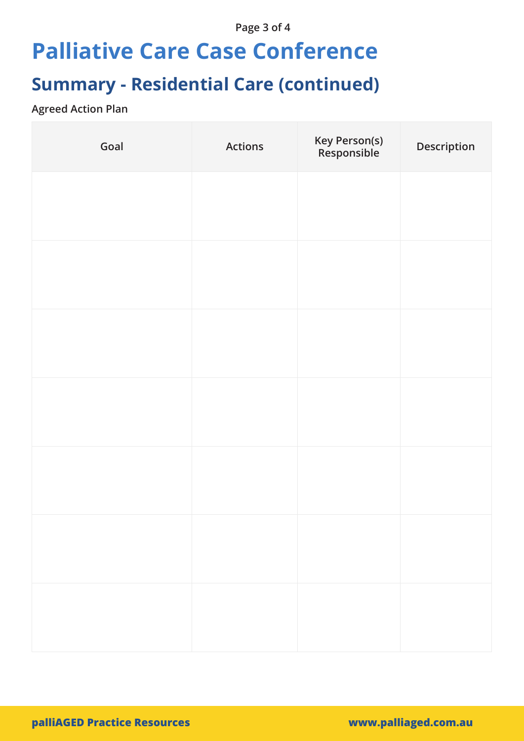# Palliative Care Case Conference

## Summary - Residential Care (continued)

**Agreed Action Plan**

| Goal | Actions | Key Person(s) Responsible | Description |
|---|---|---|---|
| | | | |
| | | | |
| | | | |
| | | | |
| | | | |
| | | | |
| | | | |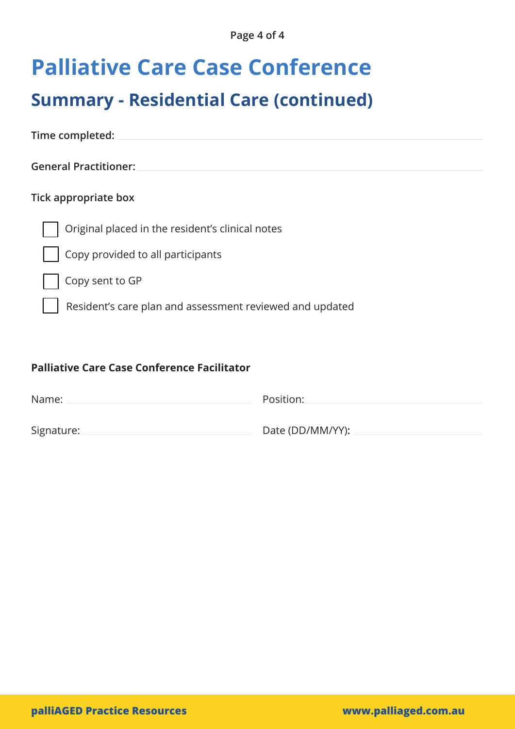# Palliative Care Case Conference

## Summary - Residential Care (continued)

**Time completed:** \_\_\_\_\_\_\_\_\_\_\_\_\_\_\_\_\_\_\_\_

**General Practitioner:** \_\_\_\_\_\_\_\_\_\_\_\_\_\_\_\_\_\_\_\_

**Tick appropriate box**

- [ ] Original placed in the resident's clinical notes
- [ ] Copy provided to all participants
- [ ] Copy sent to GP
- [ ] Resident's care plan and assessment reviewed and updated

**Palliative Care Case Conference Facilitator**

Name: \_\_\_\_\_\_\_\_\_\_\_\_\_\_\_\_\_\_\_\_ Position: \_\_\_\_\_\_\_\_\_\_\_\_\_\_\_\_\_\_\_\_

Signature: \_\_\_\_\_\_\_\_\_\_\_\_\_\_\_\_\_\_\_\_ Date (DD/MM/YY): \_\_\_\_\_\_\_\_\_\_\_\_\_\_\_\_\_\_\_\_

**palliAGED Practice Resources** **www.palliaged.com.au**